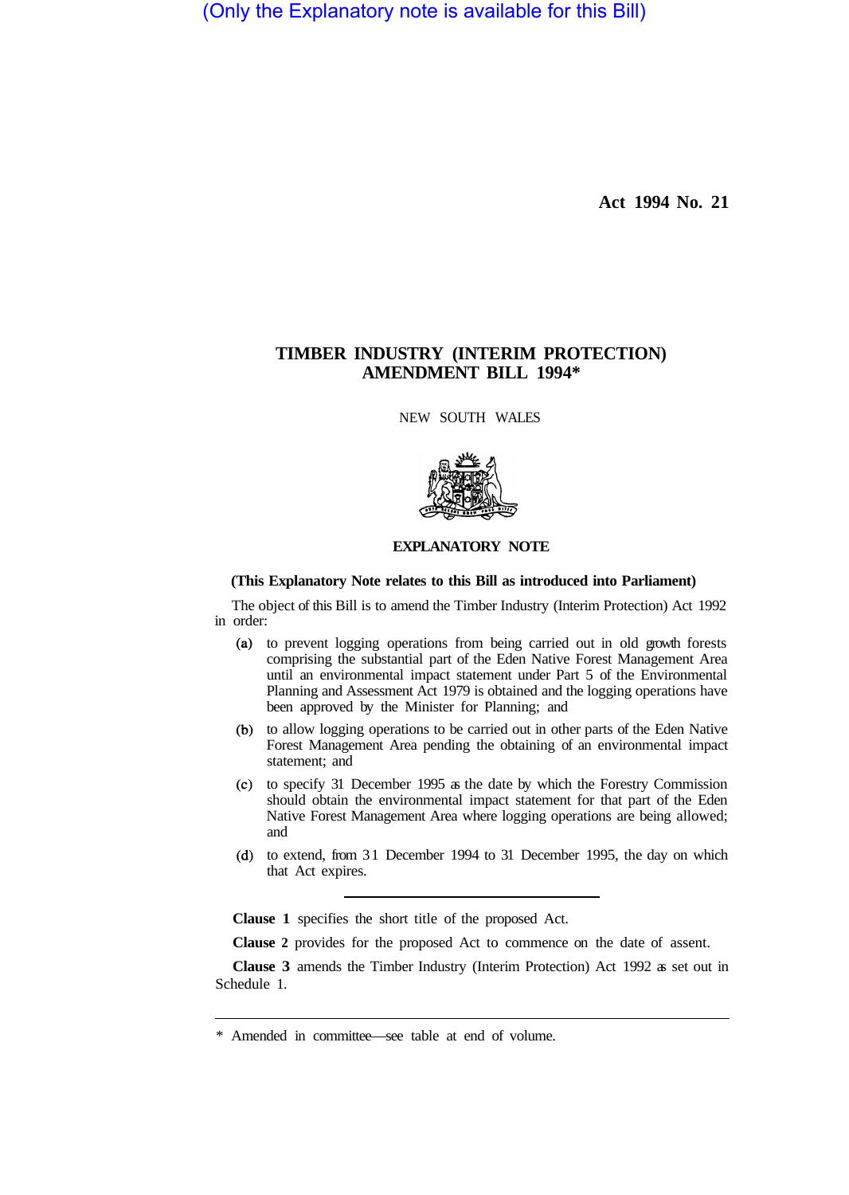(Only the Explanatory note is available for this Bill)

**Act 1994 No. 21**

# TIMBER INDUSTRY (INTERIM PROTECTION) AMENDMENT BILL 1994*

NEW SOUTH WALES

## EXPLANATORY NOTE

**(This Explanatory Note relates to this Bill as introduced into Parliament)**

The object of this Bill is to amend the Timber Industry (Interim Protection) Act 1992 in order:

(a) to prevent logging operations from being carried out in old growth forests comprising the substantial part of the Eden Native Forest Management Area until an environmental impact statement under Part 5 of the Environmental Planning and Assessment Act 1979 is obtained and the logging operations have been approved by the Minister for Planning; and

(b) to allow logging operations to be carried out in other parts of the Eden Native Forest Management Area pending the obtaining of an environmental impact statement; and

(c) to specify 31 December 1995 as the date by which the Forestry Commission should obtain the environmental impact statement for that part of the Eden Native Forest Management Area where logging operations are being allowed; and

(d) to extend, from 31 December 1994 to 31 December 1995, the day on which that Act expires.

---

**Clause 1** specifies the short title of the proposed Act.

**Clause 2** provides for the proposed Act to commence on the date of assent.

**Clause 3** amends the Timber Industry (Interim Protection) Act 1992 as set out in Schedule 1.

---

\* Amended in committee—see table at end of volume.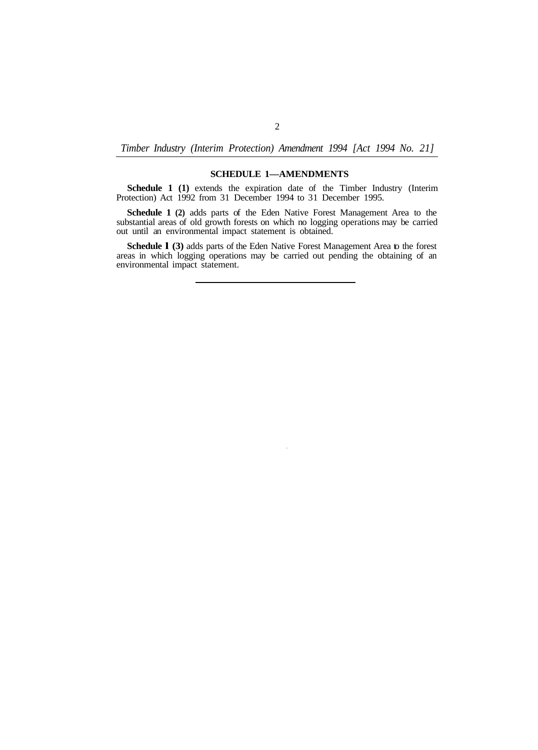## SCHEDULE 1—AMENDMENTS

**Schedule 1 (1)** extends the expiration date of the Timber Industry (Interim Protection) Act 1992 from 31 December 1994 to 31 December 1995.

**Schedule 1 (2)** adds parts of the Eden Native Forest Management Area to the substantial areas of old growth forests on which no logging operations may be carried out until an environmental impact statement is obtained.

**Schedule 1 (3)** adds parts of the Eden Native Forest Management Area to the forest areas in which logging operations may be carried out pending the obtaining of an environmental impact statement.